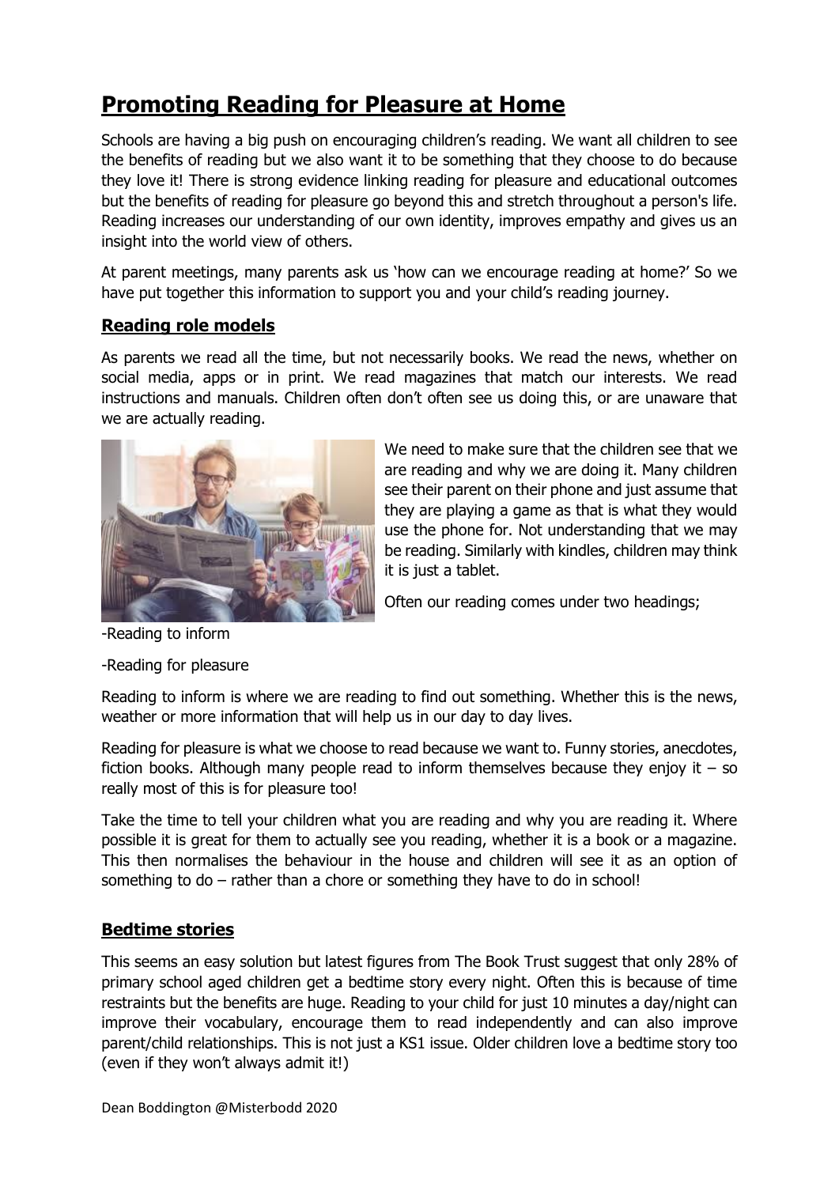# Promoting Reading for Pleasure at Home

Schools are having a big push on encouraging children's reading. We want all children to see the benefits of reading but we also want it to be something that they choose to do because they love it! There is strong evidence linking reading for pleasure and educational outcomes but the benefits of reading for pleasure go beyond this and stretch throughout a person's life. Reading increases our understanding of our own identity, improves empathy and gives us an insight into the world view of others.

At parent meetings, many parents ask us 'how can we encourage reading at home?' So we have put together this information to support you and your child's reading journey.

## Reading role models

As parents we read all the time, but not necessarily books. We read the news, whether on social media, apps or in print. We read magazines that match our interests. We read instructions and manuals. Children often don't often see us doing this, or are unaware that we are actually reading.

We need to make sure that the children see that we are reading and why we are doing it. Many children see their parent on their phone and just assume that they are playing a game as that is what they would use the phone for. Not understanding that we may be reading. Similarly with kindles, children may think it is just a tablet.

Often our reading comes under two headings;

-Reading to inform

-Reading for pleasure

Reading to inform is where we are reading to find out something. Whether this is the news, weather or more information that will help us in our day to day lives.

Reading for pleasure is what we choose to read because we want to. Funny stories, anecdotes, fiction books. Although many people read to inform themselves because they enjoy it – so really most of this is for pleasure too!

Take the time to tell your children what you are reading and why you are reading it. Where possible it is great for them to actually see you reading, whether it is a book or a magazine. This then normalises the behaviour in the house and children will see it as an option of something to do – rather than a chore or something they have to do in school!

## Bedtime stories

This seems an easy solution but latest figures from The Book Trust suggest that only 28% of primary school aged children get a bedtime story every night. Often this is because of time restraints but the benefits are huge. Reading to your child for just 10 minutes a day/night can improve their vocabulary, encourage them to read independently and can also improve parent/child relationships. This is not just a KS1 issue. Older children love a bedtime story too (even if they won't always admit it!)

Dean Boddington @Misterbodd 2020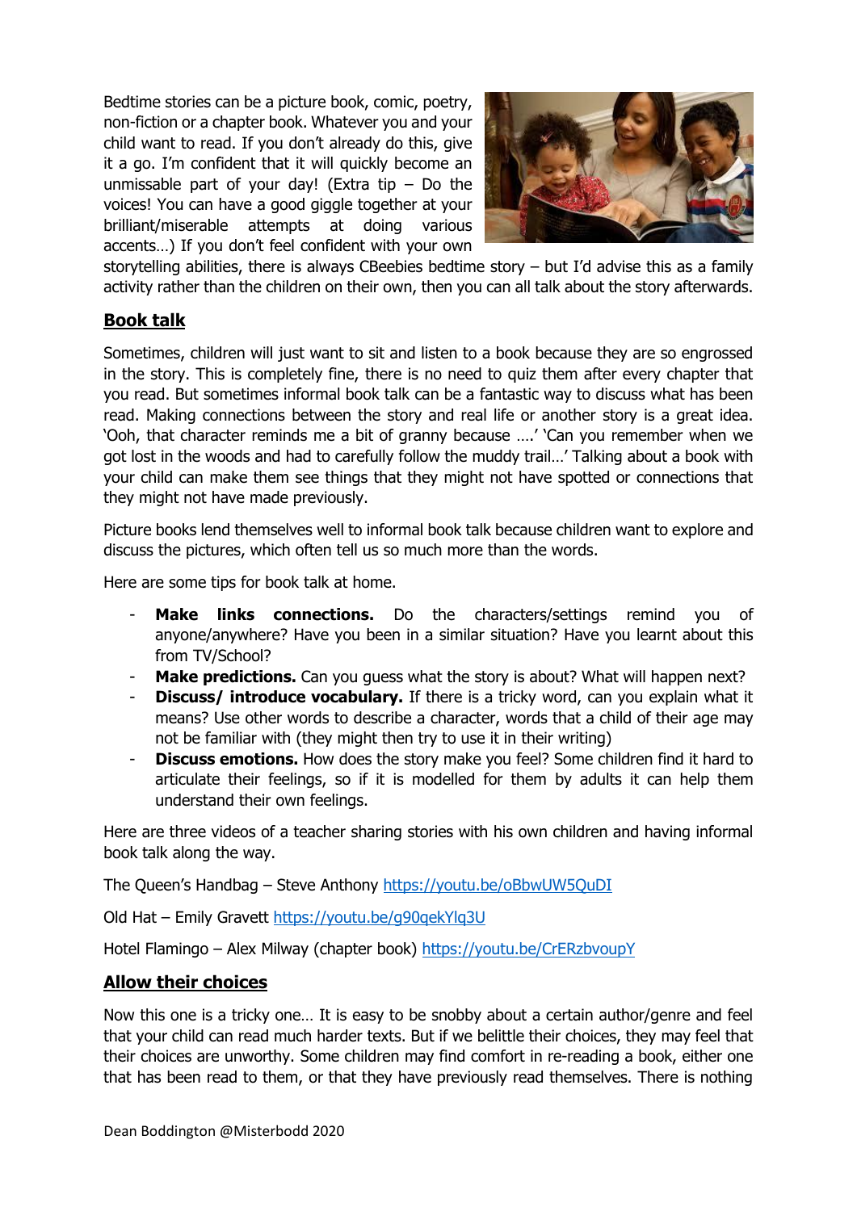Bedtime stories can be a picture book, comic, poetry, non-fiction or a chapter book. Whatever you and your child want to read. If you don't already do this, give it a go. I'm confident that it will quickly become an unmissable part of your day! (Extra tip – Do the voices! You can have a good giggle together at your brilliant/miserable attempts at doing various accents…) If you don't feel confident with your own storytelling abilities, there is always CBeebies bedtime story – but I'd advise this as a family activity rather than the children on their own, then you can all talk about the story afterwards.

## Book talk

Sometimes, children will just want to sit and listen to a book because they are so engrossed in the story. This is completely fine, there is no need to quiz them after every chapter that you read. But sometimes informal book talk can be a fantastic way to discuss what has been read. Making connections between the story and real life or another story is a great idea. 'Ooh, that character reminds me a bit of granny because ….' 'Can you remember when we got lost in the woods and had to carefully follow the muddy trail…' Talking about a book with your child can make them see things that they might not have spotted or connections that they might not have made previously.

Picture books lend themselves well to informal book talk because children want to explore and discuss the pictures, which often tell us so much more than the words.

Here are some tips for book talk at home.

- **Make links connections.** Do the characters/settings remind you of anyone/anywhere? Have you been in a similar situation? Have you learnt about this from TV/School?
- **Make predictions.** Can you guess what the story is about? What will happen next?
- **Discuss/ introduce vocabulary.** If there is a tricky word, can you explain what it means? Use other words to describe a character, words that a child of their age may not be familiar with (they might then try to use it in their writing)
- **Discuss emotions.** How does the story make you feel? Some children find it hard to articulate their feelings, so if it is modelled for them by adults it can help them understand their own feelings.

Here are three videos of a teacher sharing stories with his own children and having informal book talk along the way.

The Queen's Handbag – Steve Anthony https://youtu.be/oBbwUW5QuDI

Old Hat – Emily Gravett https://youtu.be/g90qekYlq3U

Hotel Flamingo – Alex Milway (chapter book) https://youtu.be/CrERzbvoupY

## Allow their choices

Now this one is a tricky one… It is easy to be snobby about a certain author/genre and feel that your child can read much harder texts. But if we belittle their choices, they may feel that their choices are unworthy. Some children may find comfort in re-reading a book, either one that has been read to them, or that they have previously read themselves. There is nothing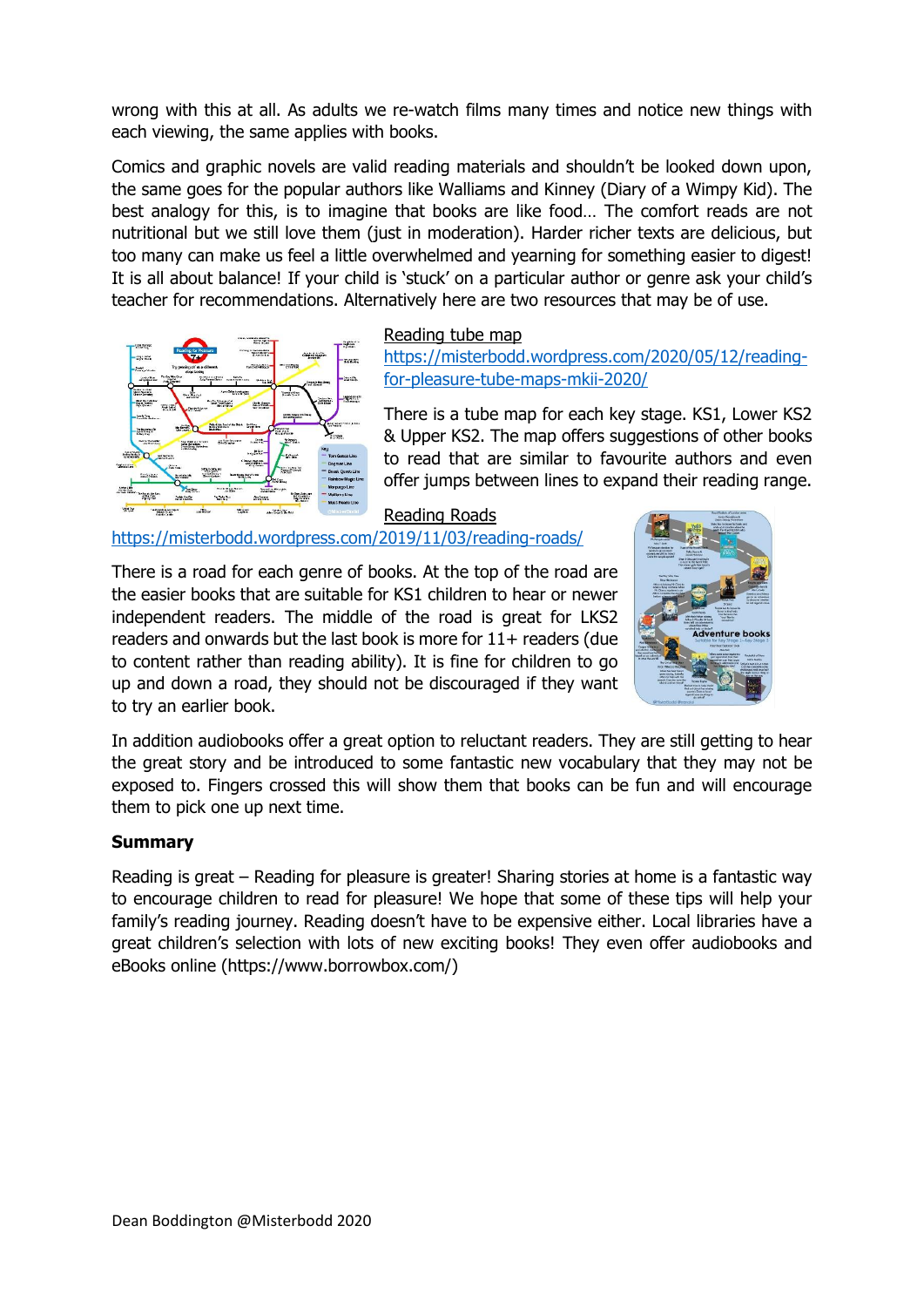wrong with this at all. As adults we re-watch films many times and notice new things with each viewing, the same applies with books.

Comics and graphic novels are valid reading materials and shouldn't be looked down upon, the same goes for the popular authors like Walliams and Kinney (Diary of a Wimpy Kid). The best analogy for this, is to imagine that books are like food… The comfort reads are not nutritional but we still love them (just in moderation). Harder richer texts are delicious, but too many can make us feel a little overwhelmed and yearning for something easier to digest! It is all about balance! If your child is 'stuck' on a particular author or genre ask your child's teacher for recommendations. Alternatively here are two resources that may be of use.

Reading tube map
https://misterbodd.wordpress.com/2020/05/12/reading-for-pleasure-tube-maps-mkii-2020/

There is a tube map for each key stage. KS1, Lower KS2 & Upper KS2. The map offers suggestions of other books to read that are similar to favourite authors and even offer jumps between lines to expand their reading range.

Reading Roads
https://misterbodd.wordpress.com/2019/11/03/reading-roads/

There is a road for each genre of books. At the top of the road are the easier books that are suitable for KS1 children to hear or newer independent readers. The middle of the road is great for LKS2 readers and onwards but the last book is more for 11+ readers (due to content rather than reading ability). It is fine for children to go up and down a road, they should not be discouraged if they want to try an earlier book.

In addition audiobooks offer a great option to reluctant readers. They are still getting to hear the great story and be introduced to some fantastic new vocabulary that they may not be exposed to. Fingers crossed this will show them that books can be fun and will encourage them to pick one up next time.

**Summary**

Reading is great – Reading for pleasure is greater! Sharing stories at home is a fantastic way to encourage children to read for pleasure! We hope that some of these tips will help your family's reading journey. Reading doesn't have to be expensive either. Local libraries have a great children's selection with lots of new exciting books! They even offer audiobooks and eBooks online (https://www.borrowbox.com/)

Dean Boddington @Misterbodd 2020